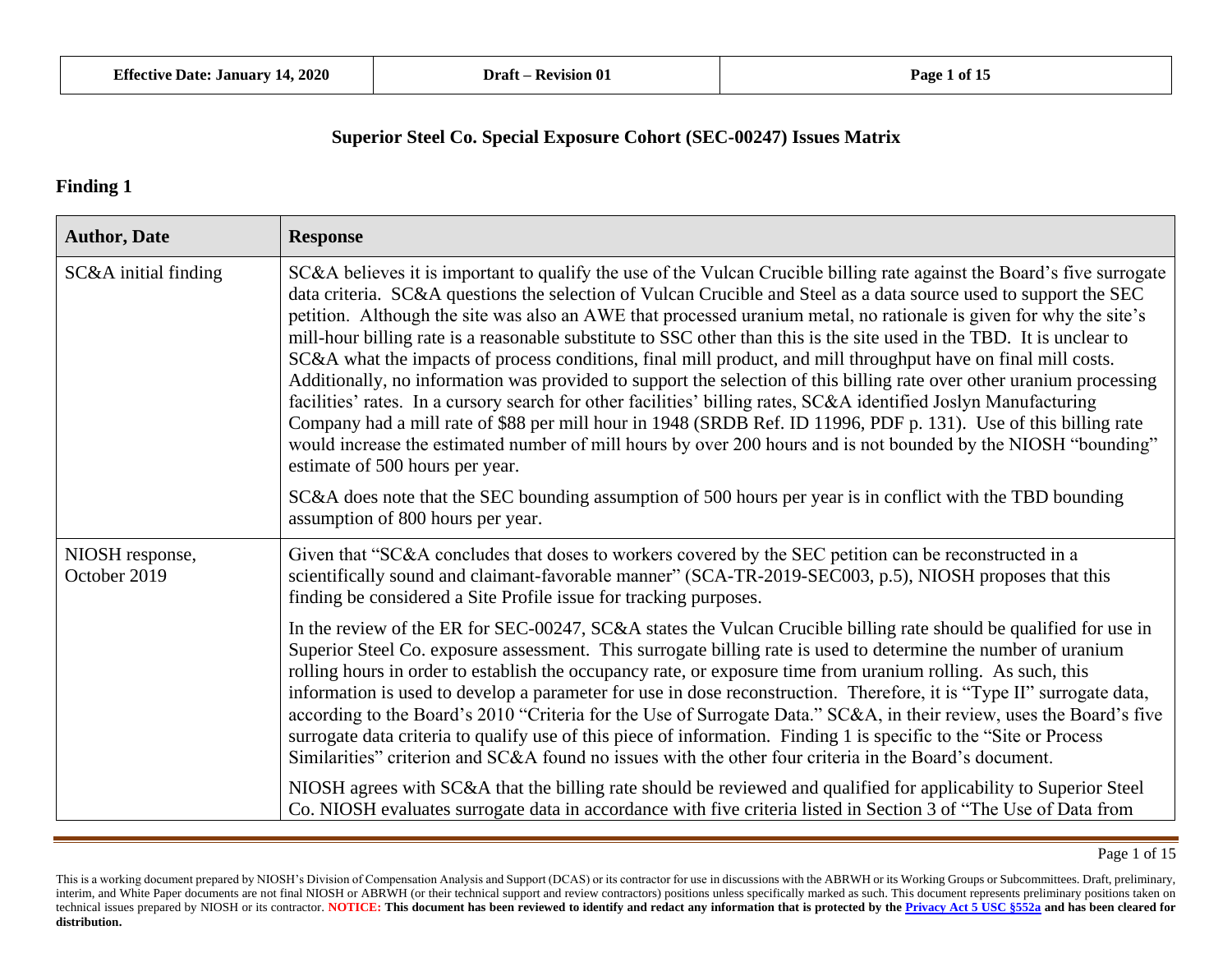# Superior Steel Co. Special Exposure Cohort (SEC-00247) Issues Matrix

## Finding 1

| Author, Date | Response |
|---|---|
| SC&A initial finding | SC&A believes it is important to qualify the use of the Vulcan Crucible billing rate against the Board's five surrogate data criteria. SC&A questions the selection of Vulcan Crucible and Steel as a data source used to support the SEC petition. Although the site was also an AWE that processed uranium metal, no rationale is given for why the site's mill-hour billing rate is a reasonable substitute to SSC other than this is the site used in the TBD. It is unclear to SC&A what the impacts of process conditions, final mill product, and mill throughput have on final mill costs. Additionally, no information was provided to support the selection of this billing rate over other uranium processing facilities' rates. In a cursory search for other facilities' billing rates, SC&A identified Joslyn Manufacturing Company had a mill rate of $88 per mill hour in 1948 (SRDB Ref. ID 11996, PDF p. 131). Use of this billing rate would increase the estimated number of mill hours by over 200 hours and is not bounded by the NIOSH "bounding" estimate of 500 hours per year.<br><br>SC&A does note that the SEC bounding assumption of 500 hours per year is in conflict with the TBD bounding assumption of 800 hours per year. |
| NIOSH response, October 2019 | Given that "SC&A concludes that doses to workers covered by the SEC petition can be reconstructed in a scientifically sound and claimant-favorable manner" (SCA-TR-2019-SEC003, p.5), NIOSH proposes that this finding be considered a Site Profile issue for tracking purposes.<br><br>In the review of the ER for SEC-00247, SC&A states the Vulcan Crucible billing rate should be qualified for use in Superior Steel Co. exposure assessment. This surrogate billing rate is used to determine the number of uranium rolling hours in order to establish the occupancy rate, or exposure time from uranium rolling. As such, this information is used to develop a parameter for use in dose reconstruction. Therefore, it is "Type II" surrogate data, according to the Board's 2010 "Criteria for the Use of Surrogate Data." SC&A, in their review, uses the Board's five surrogate data criteria to qualify use of this piece of information. Finding 1 is specific to the "Site or Process Similarities" criterion and SC&A found no issues with the other four criteria in the Board's document.<br><br>NIOSH agrees with SC&A that the billing rate should be reviewed and qualified for applicability to Superior Steel Co. NIOSH evaluates surrogate data in accordance with five criteria listed in Section 3 of "The Use of Data from |

This is a working document prepared by NIOSH's Division of Compensation Analysis and Support (DCAS) or its contractor for use in discussions with the ABRWH or its Working Groups or Subcommittees. Draft, preliminary, interim, and White Paper documents are not final NIOSH or ABRWH (or their technical support and review contractors) positions unless specifically marked as such. This document represents preliminary positions taken on technical issues prepared by NIOSH or its contractor. **NOTICE: This document has been reviewed to identify and redact any information that is protected by the Privacy Act 5 USC §552a and has been cleared for distribution.**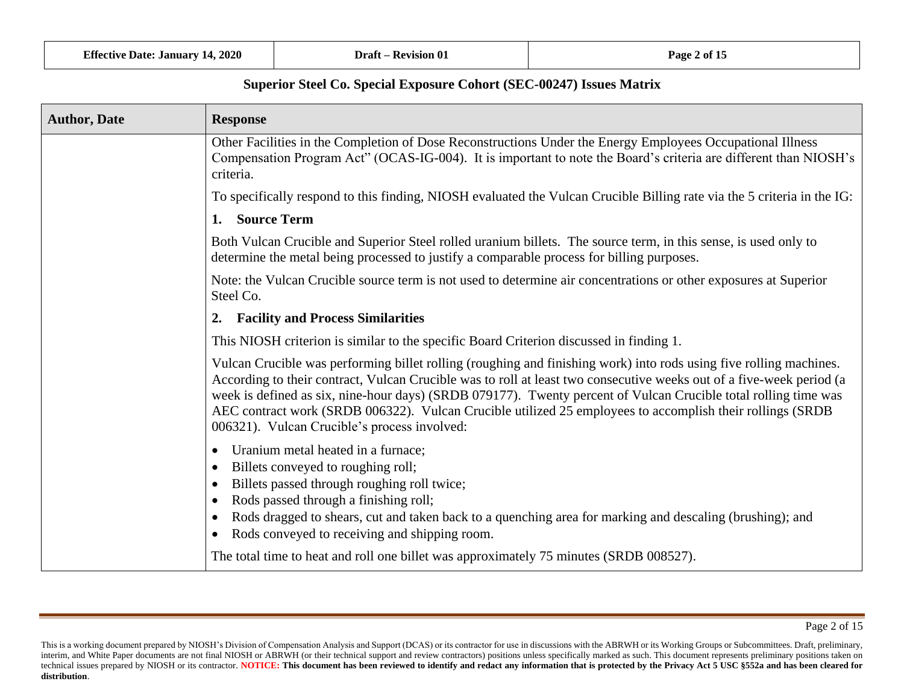## Superior Steel Co. Special Exposure Cohort (SEC-00247) Issues Matrix

| Author, Date | Response |
|---|---|
| | Other Facilities in the Completion of Dose Reconstructions Under the Energy Employees Occupational Illness Compensation Program Act" (OCAS-IG-004). It is important to note the Board's criteria are different than NIOSH's criteria.<br><br>To specifically respond to this finding, NIOSH evaluated the Vulcan Crucible Billing rate via the 5 criteria in the IG:<br><br>**1. Source Term**<br><br>Both Vulcan Crucible and Superior Steel rolled uranium billets. The source term, in this sense, is used only to determine the metal being processed to justify a comparable process for billing purposes.<br><br>Note: the Vulcan Crucible source term is not used to determine air concentrations or other exposures at Superior Steel Co.<br><br>**2. Facility and Process Similarities**<br><br>This NIOSH criterion is similar to the specific Board Criterion discussed in finding 1.<br><br>Vulcan Crucible was performing billet rolling (roughing and finishing work) into rods using five rolling machines. According to their contract, Vulcan Crucible was to roll at least two consecutive weeks out of a five-week period (a week is defined as six, nine-hour days) (SRDB 079177). Twenty percent of Vulcan Crucible total rolling time was AEC contract work (SRDB 006322). Vulcan Crucible utilized 25 employees to accomplish their rollings (SRDB 006321). Vulcan Crucible's process involved:<br><br>• Uranium metal heated in a furnace;<br>• Billets conveyed to roughing roll;<br>• Billets passed through roughing roll twice;<br>• Rods passed through a finishing roll;<br>• Rods dragged to shears, cut and taken back to a quenching area for marking and descaling (brushing); and<br>• Rods conveyed to receiving and shipping room.<br><br>The total time to heat and roll one billet was approximately 75 minutes (SRDB 008527). |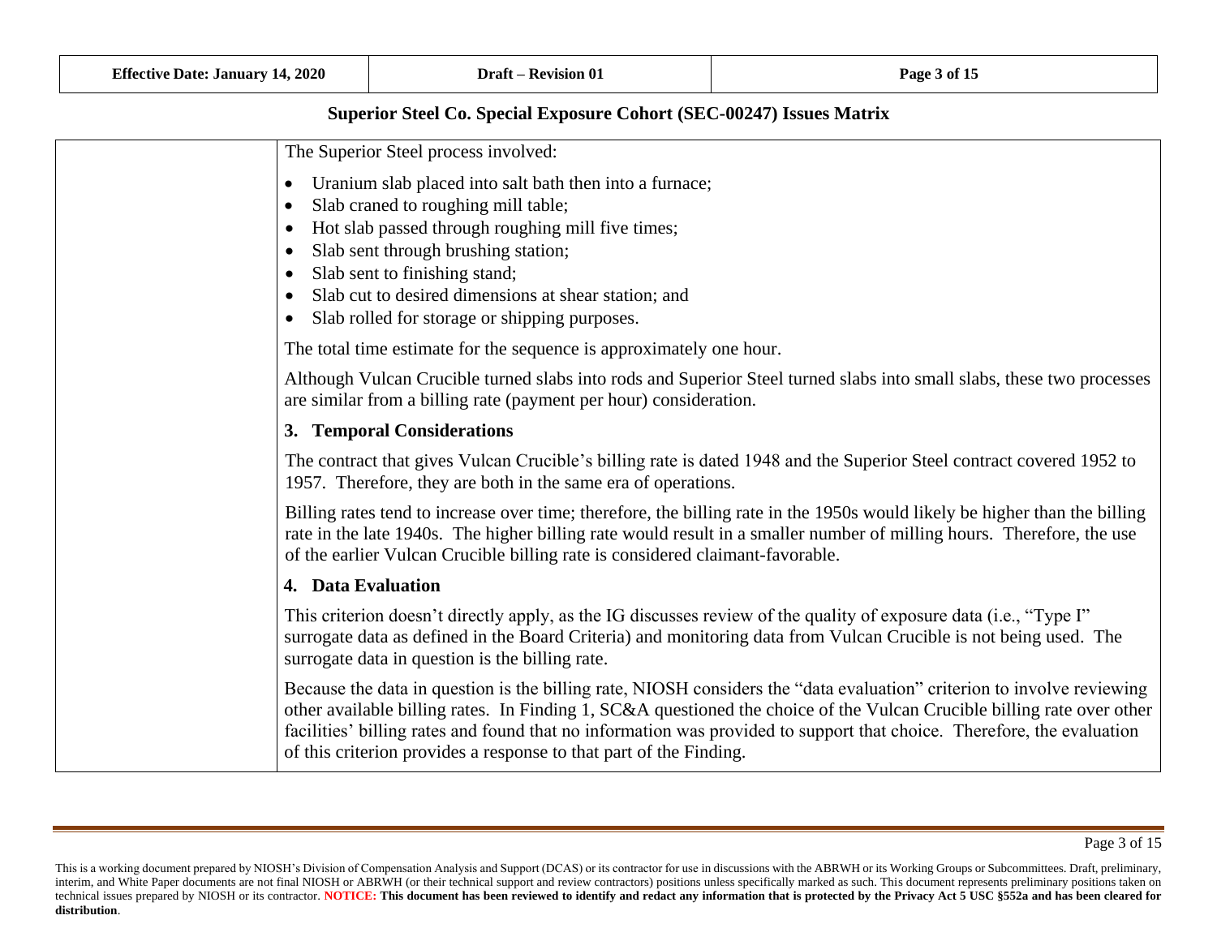## Superior Steel Co. Special Exposure Cohort (SEC-00247) Issues Matrix

| | |
|---|---|
| | The Superior Steel process involved:<br><br>• Uranium slab placed into salt bath then into a furnace;<br>• Slab craned to roughing mill table;<br>• Hot slab passed through roughing mill five times;<br>• Slab sent through brushing station;<br>• Slab sent to finishing stand;<br>• Slab cut to desired dimensions at shear station; and<br>• Slab rolled for storage or shipping purposes.<br><br>The total time estimate for the sequence is approximately one hour.<br><br>Although Vulcan Crucible turned slabs into rods and Superior Steel turned slabs into small slabs, these two processes are similar from a billing rate (payment per hour) consideration.<br><br>**3. Temporal Considerations**<br><br>The contract that gives Vulcan Crucible's billing rate is dated 1948 and the Superior Steel contract covered 1952 to 1957. Therefore, they are both in the same era of operations.<br><br>Billing rates tend to increase over time; therefore, the billing rate in the 1950s would likely be higher than the billing rate in the late 1940s. The higher billing rate would result in a smaller number of milling hours. Therefore, the use of the earlier Vulcan Crucible billing rate is considered claimant-favorable.<br><br>**4. Data Evaluation**<br><br>This criterion doesn't directly apply, as the IG discusses review of the quality of exposure data (i.e., "Type I" surrogate data as defined in the Board Criteria) and monitoring data from Vulcan Crucible is not being used. The surrogate data in question is the billing rate.<br><br>Because the data in question is the billing rate, NIOSH considers the "data evaluation" criterion to involve reviewing other available billing rates. In Finding 1, SC&A questioned the choice of the Vulcan Crucible billing rate over other facilities' billing rates and found that no information was provided to support that choice. Therefore, the evaluation of this criterion provides a response to that part of the Finding. |

This is a working document prepared by NIOSH's Division of Compensation Analysis and Support (DCAS) or its contractor for use in discussions with the ABRWH or its Working Groups or Subcommittees. Draft, preliminary, interim, and White Paper documents are not final NIOSH or ABRWH (or their technical support and review contractors) positions unless specifically marked as such. This document represents preliminary positions taken on technical issues prepared by NIOSH or its contractor. **NOTICE: This document has been reviewed to identify and redact any information that is protected by the Privacy Act 5 USC §552a and has been cleared for distribution**.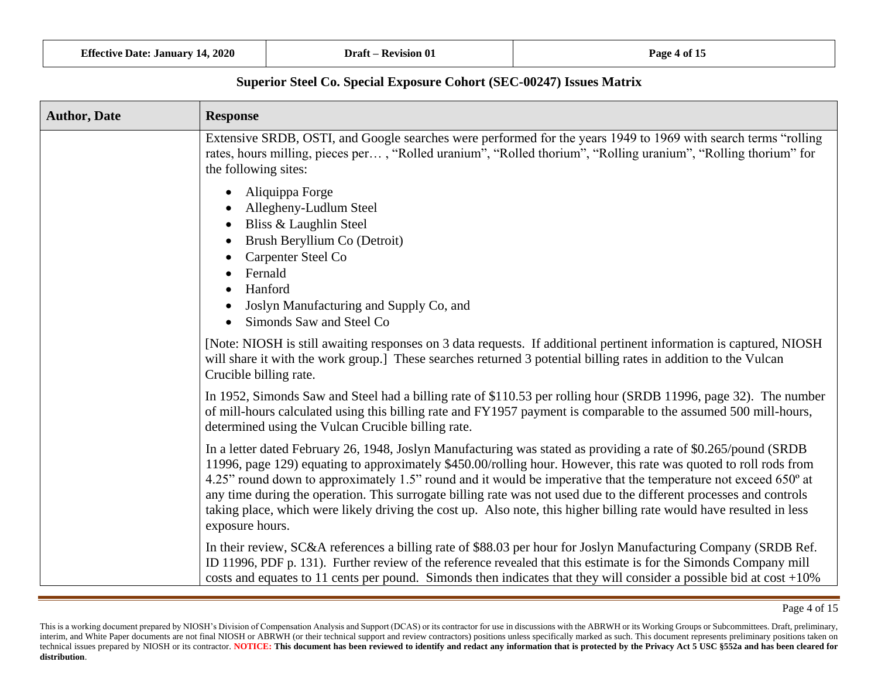## Superior Steel Co. Special Exposure Cohort (SEC-00247) Issues Matrix

| Author, Date | Response |
|---|---|
| | Extensive SRDB, OSTI, and Google searches were performed for the years 1949 to 1969 with search terms "rolling rates, hours milling, pieces per… , "Rolled uranium", "Rolled thorium", "Rolling uranium", "Rolling thorium" for the following sites:<br><br>• Aliquippa Forge<br>• Allegheny-Ludlum Steel<br>• Bliss & Laughlin Steel<br>• Brush Beryllium Co (Detroit)<br>• Carpenter Steel Co<br>• Fernald<br>• Hanford<br>• Joslyn Manufacturing and Supply Co, and<br>• Simonds Saw and Steel Co<br><br>[Note: NIOSH is still awaiting responses on 3 data requests. If additional pertinent information is captured, NIOSH will share it with the work group.] These searches returned 3 potential billing rates in addition to the Vulcan Crucible billing rate.<br><br>In 1952, Simonds Saw and Steel had a billing rate of $110.53 per rolling hour (SRDB 11996, page 32). The number of mill-hours calculated using this billing rate and FY1957 payment is comparable to the assumed 500 mill-hours, determined using the Vulcan Crucible billing rate.<br><br>In a letter dated February 26, 1948, Joslyn Manufacturing was stated as providing a rate of $0.265/pound (SRDB 11996, page 129) equating to approximately $450.00/rolling hour. However, this rate was quoted to roll rods from 4.25" round down to approximately 1.5" round and it would be imperative that the temperature not exceed 650º at any time during the operation. This surrogate billing rate was not used due to the different processes and controls taking place, which were likely driving the cost up. Also note, this higher billing rate would have resulted in less exposure hours.<br><br>In their review, SC&A references a billing rate of $88.03 per hour for Joslyn Manufacturing Company (SRDB Ref. ID 11996, PDF p. 131). Further review of the reference revealed that this estimate is for the Simonds Company mill costs and equates to 11 cents per pound. Simonds then indicates that they will consider a possible bid at cost +10% |

This is a working document prepared by NIOSH's Division of Compensation Analysis and Support (DCAS) or its contractor for use in discussions with the ABRWH or its Working Groups or Subcommittees. Draft, preliminary, interim, and White Paper documents are not final NIOSH or ABRWH (or their technical support and review contractors) positions unless specifically marked as such. This document represents preliminary positions taken on technical issues prepared by NIOSH or its contractor. **NOTICE: This document has been reviewed to identify and redact any information that is protected by the Privacy Act 5 USC §552a and has been cleared for distribution**.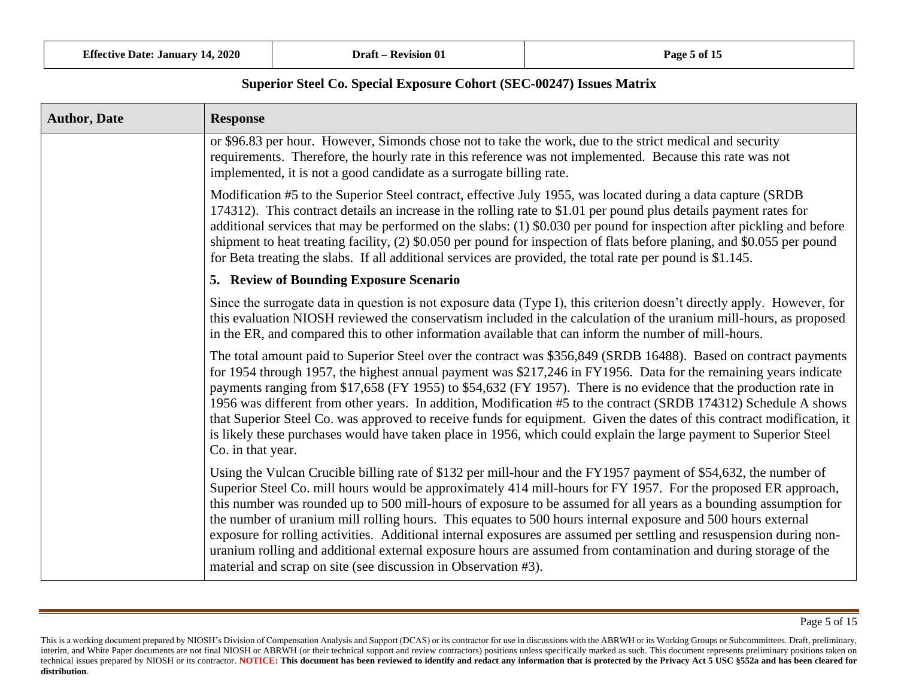## Superior Steel Co. Special Exposure Cohort (SEC-00247) Issues Matrix

| Author, Date | Response |
|---|---|
| | or $96.83 per hour. However, Simonds chose not to take the work, due to the strict medical and security requirements. Therefore, the hourly rate in this reference was not implemented. Because this rate was not implemented, it is not a good candidate as a surrogate billing rate.<br><br>Modification #5 to the Superior Steel contract, effective July 1955, was located during a data capture (SRDB 174312). This contract details an increase in the rolling rate to $1.01 per pound plus details payment rates for additional services that may be performed on the slabs: (1) $0.030 per pound for inspection after pickling and before shipment to heat treating facility, (2) $0.050 per pound for inspection of flats before planing, and $0.055 per pound for Beta treating the slabs. If all additional services are provided, the total rate per pound is $1.145.<br><br>**5. Review of Bounding Exposure Scenario**<br><br>Since the surrogate data in question is not exposure data (Type I), this criterion doesn't directly apply. However, for this evaluation NIOSH reviewed the conservatism included in the calculation of the uranium mill-hours, as proposed in the ER, and compared this to other information available that can inform the number of mill-hours.<br><br>The total amount paid to Superior Steel over the contract was $356,849 (SRDB 16488). Based on contract payments for 1954 through 1957, the highest annual payment was $217,246 in FY1956. Data for the remaining years indicate payments ranging from $17,658 (FY 1955) to $54,632 (FY 1957). There is no evidence that the production rate in 1956 was different from other years. In addition, Modification #5 to the contract (SRDB 174312) Schedule A shows that Superior Steel Co. was approved to receive funds for equipment. Given the dates of this contract modification, it is likely these purchases would have taken place in 1956, which could explain the large payment to Superior Steel Co. in that year.<br><br>Using the Vulcan Crucible billing rate of $132 per mill-hour and the FY1957 payment of $54,632, the number of Superior Steel Co. mill hours would be approximately 414 mill-hours for FY 1957. For the proposed ER approach, this number was rounded up to 500 mill-hours of exposure to be assumed for all years as a bounding assumption for the number of uranium mill rolling hours. This equates to 500 hours internal exposure and 500 hours external exposure for rolling activities. Additional internal exposures are assumed per settling and resuspension during non-uranium rolling and additional external exposure hours are assumed from contamination and during storage of the material and scrap on site (see discussion in Observation #3). |

This is a working document prepared by NIOSH's Division of Compensation Analysis and Support (DCAS) or its contractor for use in discussions with the ABRWH or its Working Groups or Subcommittees. Draft, preliminary, interim, and White Paper documents are not final NIOSH or ABRWH (or their technical support and review contractors) positions unless specifically marked as such. This document represents preliminary positions taken on technical issues prepared by NIOSH or its contractor. **NOTICE: This document has been reviewed to identify and redact any information that is protected by the Privacy Act 5 USC §552a and has been cleared for distribution**.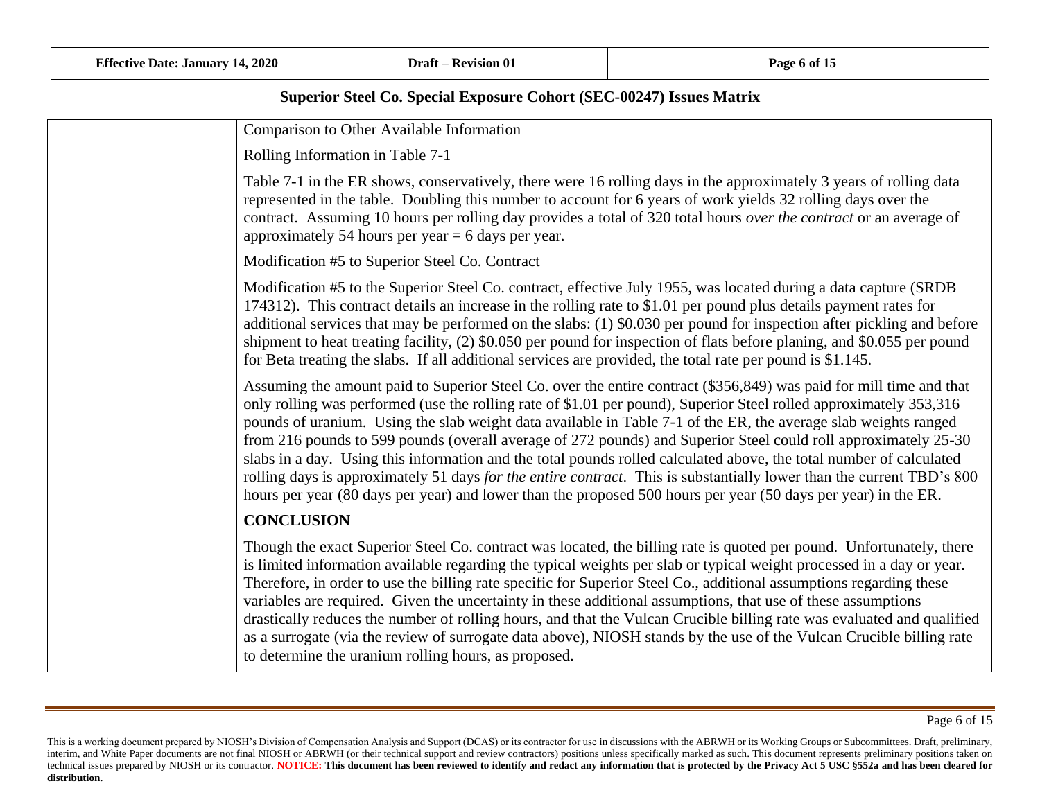## Superior Steel Co. Special Exposure Cohort (SEC-00247) Issues Matrix

<u>Comparison to Other Available Information</u>

Rolling Information in Table 7-1

Table 7-1 in the ER shows, conservatively, there were 16 rolling days in the approximately 3 years of rolling data represented in the table. Doubling this number to account for 6 years of work yields 32 rolling days over the contract. Assuming 10 hours per rolling day provides a total of 320 total hours *over the contract* or an average of approximately 54 hours per year = 6 days per year.

Modification #5 to Superior Steel Co. Contract

Modification #5 to the Superior Steel Co. contract, effective July 1955, was located during a data capture (SRDB 174312). This contract details an increase in the rolling rate to $1.01 per pound plus details payment rates for additional services that may be performed on the slabs: (1) $0.030 per pound for inspection after pickling and before shipment to heat treating facility, (2) $0.050 per pound for inspection of flats before planing, and $0.055 per pound for Beta treating the slabs. If all additional services are provided, the total rate per pound is $1.145.

Assuming the amount paid to Superior Steel Co. over the entire contract ($356,849) was paid for mill time and that only rolling was performed (use the rolling rate of $1.01 per pound), Superior Steel rolled approximately 353,316 pounds of uranium. Using the slab weight data available in Table 7-1 of the ER, the average slab weights ranged from 216 pounds to 599 pounds (overall average of 272 pounds) and Superior Steel could roll approximately 25-30 slabs in a day. Using this information and the total pounds rolled calculated above, the total number of calculated rolling days is approximately 51 days *for the entire contract*. This is substantially lower than the current TBD's 800 hours per year (80 days per year) and lower than the proposed 500 hours per year (50 days per year) in the ER.

**CONCLUSION**

Though the exact Superior Steel Co. contract was located, the billing rate is quoted per pound. Unfortunately, there is limited information available regarding the typical weights per slab or typical weight processed in a day or year. Therefore, in order to use the billing rate specific for Superior Steel Co., additional assumptions regarding these variables are required. Given the uncertainty in these additional assumptions, that use of these assumptions drastically reduces the number of rolling hours, and that the Vulcan Crucible billing rate was evaluated and qualified as a surrogate (via the review of surrogate data above), NIOSH stands by the use of the Vulcan Crucible billing rate to determine the uranium rolling hours, as proposed.

This is a working document prepared by NIOSH's Division of Compensation Analysis and Support (DCAS) or its contractor for use in discussions with the ABRWH or its Working Groups or Subcommittees. Draft, preliminary, interim, and White Paper documents are not final NIOSH or ABRWH (or their technical support and review contractors) positions unless specifically marked as such. This document represents preliminary positions taken on technical issues prepared by NIOSH or its contractor. **NOTICE: This document has been reviewed to identify and redact any information that is protected by the Privacy Act 5 USC §552a and has been cleared for distribution**.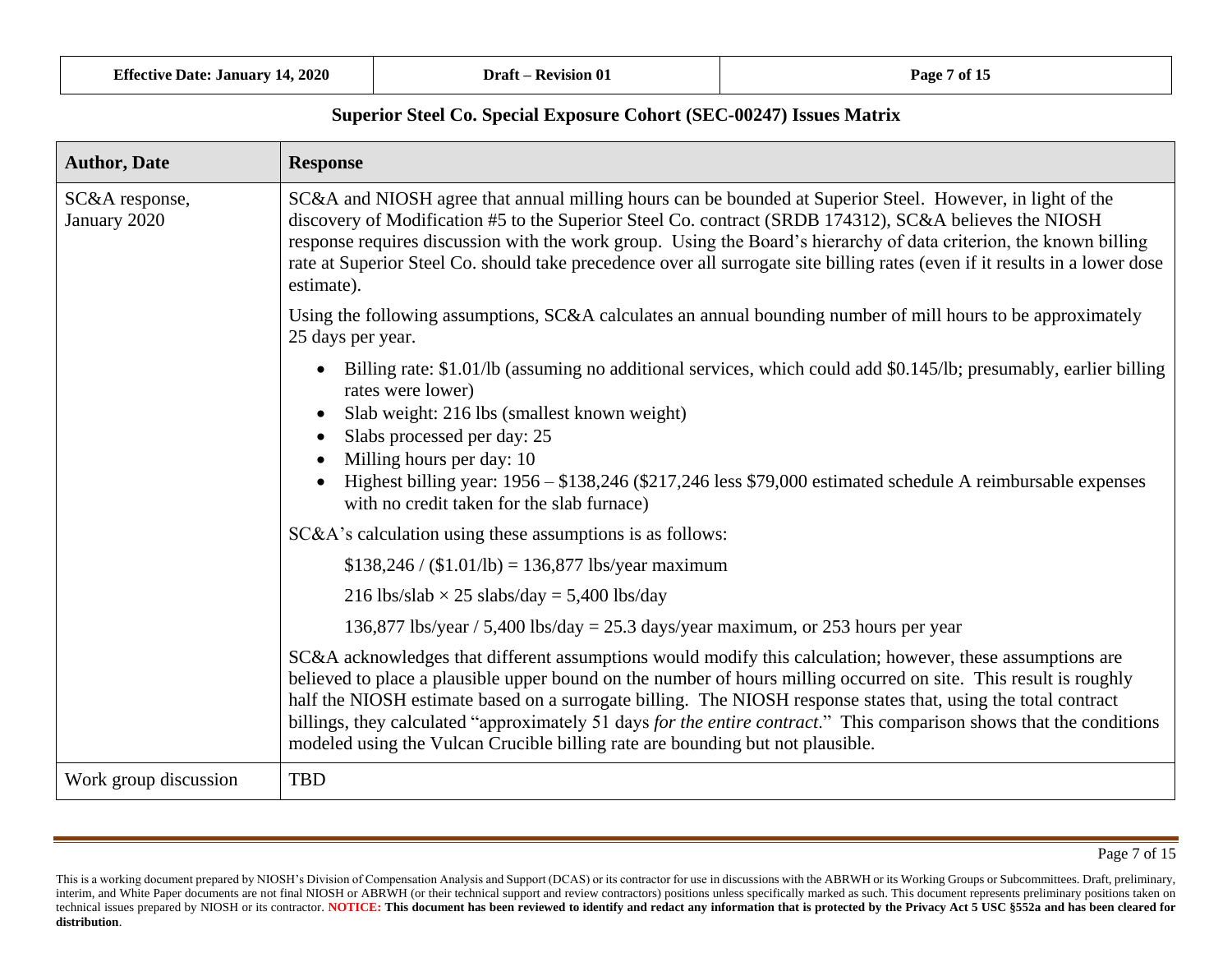## Superior Steel Co. Special Exposure Cohort (SEC-00247) Issues Matrix

| Author, Date | Response |
|---|---|
| SC&A response, January 2020 | SC&A and NIOSH agree that annual milling hours can be bounded at Superior Steel. However, in light of the discovery of Modification #5 to the Superior Steel Co. contract (SRDB 174312), SC&A believes the NIOSH response requires discussion with the work group. Using the Board's hierarchy of data criterion, the known billing rate at Superior Steel Co. should take precedence over all surrogate site billing rates (even if it results in a lower dose estimate).<br><br>Using the following assumptions, SC&A calculates an annual bounding number of mill hours to be approximately 25 days per year.<br><br>• Billing rate: \$1.01/lb (assuming no additional services, which could add \$0.145/lb; presumably, earlier billing rates were lower)<br>• Slab weight: 216 lbs (smallest known weight)<br>• Slabs processed per day: 25<br>• Milling hours per day: 10<br>• Highest billing year: 1956 – \$138,246 (\$217,246 less \$79,000 estimated schedule A reimbursable expenses with no credit taken for the slab furnace)<br><br>SC&A's calculation using these assumptions is as follows:<br><br>\$138,246 / (\$1.01/lb) = 136,877 lbs/year maximum<br><br>216 lbs/slab × 25 slabs/day = 5,400 lbs/day<br><br>136,877 lbs/year / 5,400 lbs/day = 25.3 days/year maximum, or 253 hours per year<br><br>SC&A acknowledges that different assumptions would modify this calculation; however, these assumptions are believed to place a plausible upper bound on the number of hours milling occurred on site. This result is roughly half the NIOSH estimate based on a surrogate billing. The NIOSH response states that, using the total contract billings, they calculated "approximately 51 days *for the entire contract*." This comparison shows that the conditions modeled using the Vulcan Crucible billing rate are bounding but not plausible. |
| Work group discussion | TBD |

This is a working document prepared by NIOSH's Division of Compensation Analysis and Support (DCAS) or its contractor for use in discussions with the ABRWH or its Working Groups or Subcommittees. Draft, preliminary, interim, and White Paper documents are not final NIOSH or ABRWH (or their technical support and review contractors) positions unless specifically marked as such. This document represents preliminary positions taken on technical issues prepared by NIOSH or its contractor. **NOTICE: This document has been reviewed to identify and redact any information that is protected by the Privacy Act 5 USC §552a and has been cleared for distribution**.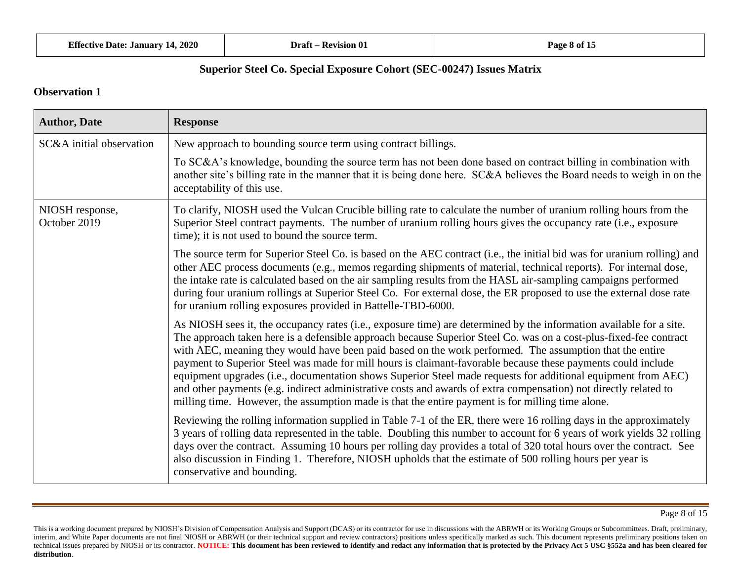## Superior Steel Co. Special Exposure Cohort (SEC-00247) Issues Matrix

### Observation 1

| Author, Date | Response |
|---|---|
| SC&A initial observation | New approach to bounding source term using contract billings.<br><br>To SC&A's knowledge, bounding the source term has not been done based on contract billing in combination with another site's billing rate in the manner that it is being done here. SC&A believes the Board needs to weigh in on the acceptability of this use. |
| NIOSH response, October 2019 | To clarify, NIOSH used the Vulcan Crucible billing rate to calculate the number of uranium rolling hours from the Superior Steel contract payments. The number of uranium rolling hours gives the occupancy rate (i.e., exposure time); it is not used to bound the source term.<br><br>The source term for Superior Steel Co. is based on the AEC contract (i.e., the initial bid was for uranium rolling) and other AEC process documents (e.g., memos regarding shipments of material, technical reports). For internal dose, the intake rate is calculated based on the air sampling results from the HASL air-sampling campaigns performed during four uranium rollings at Superior Steel Co. For external dose, the ER proposed to use the external dose rate for uranium rolling exposures provided in Battelle-TBD-6000.<br><br>As NIOSH sees it, the occupancy rates (i.e., exposure time) are determined by the information available for a site. The approach taken here is a defensible approach because Superior Steel Co. was on a cost-plus-fixed-fee contract with AEC, meaning they would have been paid based on the work performed. The assumption that the entire payment to Superior Steel was made for mill hours is claimant-favorable because these payments could include equipment upgrades (i.e., documentation shows Superior Steel made requests for additional equipment from AEC) and other payments (e.g. indirect administrative costs and awards of extra compensation) not directly related to milling time. However, the assumption made is that the entire payment is for milling time alone.<br><br>Reviewing the rolling information supplied in Table 7-1 of the ER, there were 16 rolling days in the approximately 3 years of rolling data represented in the table. Doubling this number to account for 6 years of work yields 32 rolling days over the contract. Assuming 10 hours per rolling day provides a total of 320 total hours over the contract. See also discussion in Finding 1. Therefore, NIOSH upholds that the estimate of 500 rolling hours per year is conservative and bounding. |

This is a working document prepared by NIOSH's Division of Compensation Analysis and Support (DCAS) or its contractor for use in discussions with the ABRWH or its Working Groups or Subcommittees. Draft, preliminary, interim, and White Paper documents are not final NIOSH or ABRWH (or their technical support and review contractors) positions unless specifically marked as such. This document represents preliminary positions taken on technical issues prepared by NIOSH or its contractor. **NOTICE: This document has been reviewed to identify and redact any information that is protected by the Privacy Act 5 USC §552a and has been cleared for distribution**.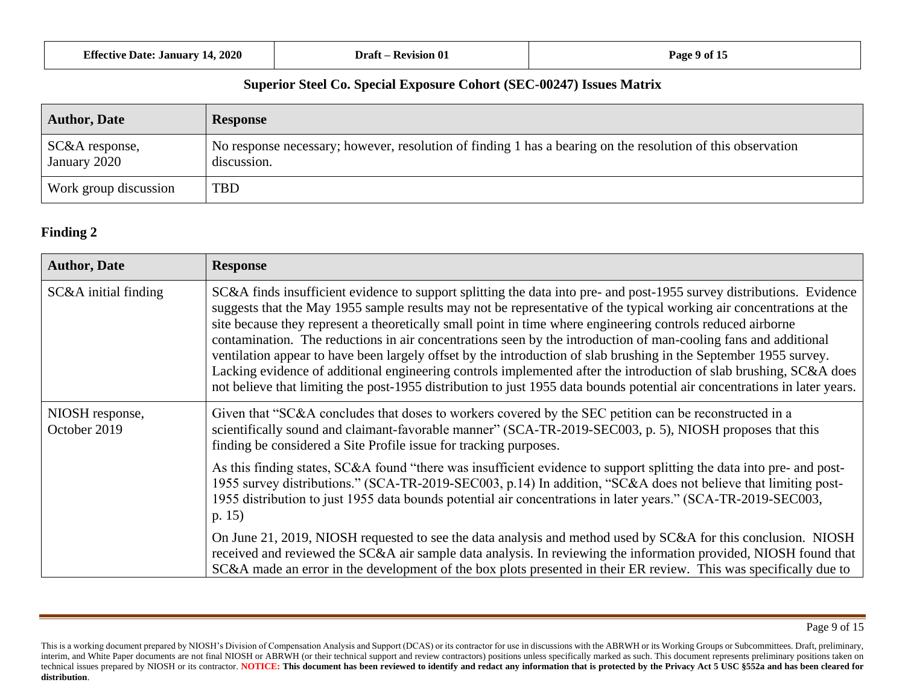## Superior Steel Co. Special Exposure Cohort (SEC-00247) Issues Matrix

| Author, Date | Response |
|---|---|
| SC&A response, January 2020 | No response necessary; however, resolution of finding 1 has a bearing on the resolution of this observation discussion. |
| Work group discussion | TBD |

## Finding 2

| Author, Date | Response |
|---|---|
| SC&A initial finding | SC&A finds insufficient evidence to support splitting the data into pre- and post-1955 survey distributions. Evidence suggests that the May 1955 sample results may not be representative of the typical working air concentrations at the site because they represent a theoretically small point in time where engineering controls reduced airborne contamination. The reductions in air concentrations seen by the introduction of man-cooling fans and additional ventilation appear to have been largely offset by the introduction of slab brushing in the September 1955 survey. Lacking evidence of additional engineering controls implemented after the introduction of slab brushing, SC&A does not believe that limiting the post-1955 distribution to just 1955 data bounds potential air concentrations in later years. |
| NIOSH response, October 2019 | Given that "SC&A concludes that doses to workers covered by the SEC petition can be reconstructed in a scientifically sound and claimant-favorable manner" (SCA-TR-2019-SEC003, p. 5), NIOSH proposes that this finding be considered a Site Profile issue for tracking purposes.<br><br>As this finding states, SC&A found "there was insufficient evidence to support splitting the data into pre- and post-1955 survey distributions." (SCA-TR-2019-SEC003, p.14) In addition, "SC&A does not believe that limiting post-1955 distribution to just 1955 data bounds potential air concentrations in later years." (SCA-TR-2019-SEC003, p. 15)<br><br>On June 21, 2019, NIOSH requested to see the data analysis and method used by SC&A for this conclusion. NIOSH received and reviewed the SC&A air sample data analysis. In reviewing the information provided, NIOSH found that SC&A made an error in the development of the box plots presented in their ER review. This was specifically due to |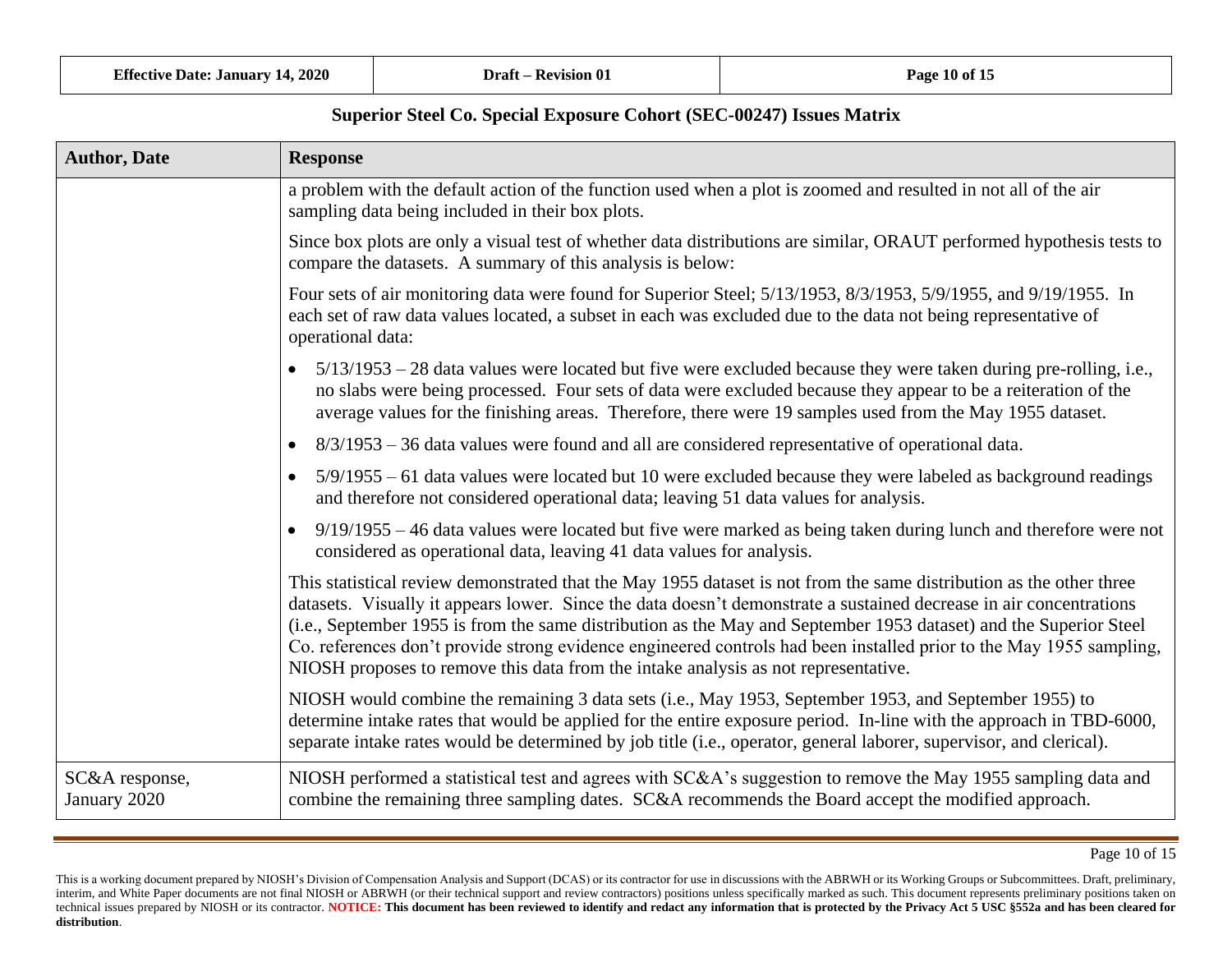## Superior Steel Co. Special Exposure Cohort (SEC-00247) Issues Matrix

| Author, Date | Response |
|---|---|
| | a problem with the default action of the function used when a plot is zoomed and resulted in not all of the air sampling data being included in their box plots.<br><br>Since box plots are only a visual test of whether data distributions are similar, ORAUT performed hypothesis tests to compare the datasets. A summary of this analysis is below:<br><br>Four sets of air monitoring data were found for Superior Steel; 5/13/1953, 8/3/1953, 5/9/1955, and 9/19/1955. In each set of raw data values located, a subset in each was excluded due to the data not being representative of operational data:<br><br>• 5/13/1953 – 28 data values were located but five were excluded because they were taken during pre-rolling, i.e., no slabs were being processed. Four sets of data were excluded because they appear to be a reiteration of the average values for the finishing areas. Therefore, there were 19 samples used from the May 1955 dataset.<br>• 8/3/1953 – 36 data values were found and all are considered representative of operational data.<br>• 5/9/1955 – 61 data values were located but 10 were excluded because they were labeled as background readings and therefore not considered operational data; leaving 51 data values for analysis.<br>• 9/19/1955 – 46 data values were located but five were marked as being taken during lunch and therefore were not considered as operational data, leaving 41 data values for analysis.<br><br>This statistical review demonstrated that the May 1955 dataset is not from the same distribution as the other three datasets. Visually it appears lower. Since the data doesn't demonstrate a sustained decrease in air concentrations (i.e., September 1955 is from the same distribution as the May and September 1953 dataset) and the Superior Steel Co. references don't provide strong evidence engineered controls had been installed prior to the May 1955 sampling, NIOSH proposes to remove this data from the intake analysis as not representative.<br><br>NIOSH would combine the remaining 3 data sets (i.e., May 1953, September 1953, and September 1955) to determine intake rates that would be applied for the entire exposure period. In-line with the approach in TBD-6000, separate intake rates would be determined by job title (i.e., operator, general laborer, supervisor, and clerical). |
| SC&A response, January 2020 | NIOSH performed a statistical test and agrees with SC&A's suggestion to remove the May 1955 sampling data and combine the remaining three sampling dates. SC&A recommends the Board accept the modified approach. |

This is a working document prepared by NIOSH's Division of Compensation Analysis and Support (DCAS) or its contractor for use in discussions with the ABRWH or its Working Groups or Subcommittees. Draft, preliminary, interim, and White Paper documents are not final NIOSH or ABRWH (or their technical support and review contractors) positions unless specifically marked as such. This document represents preliminary positions taken on technical issues prepared by NIOSH or its contractor. **NOTICE: This document has been reviewed to identify and redact any information that is protected by the Privacy Act 5 USC §552a and has been cleared for distribution**.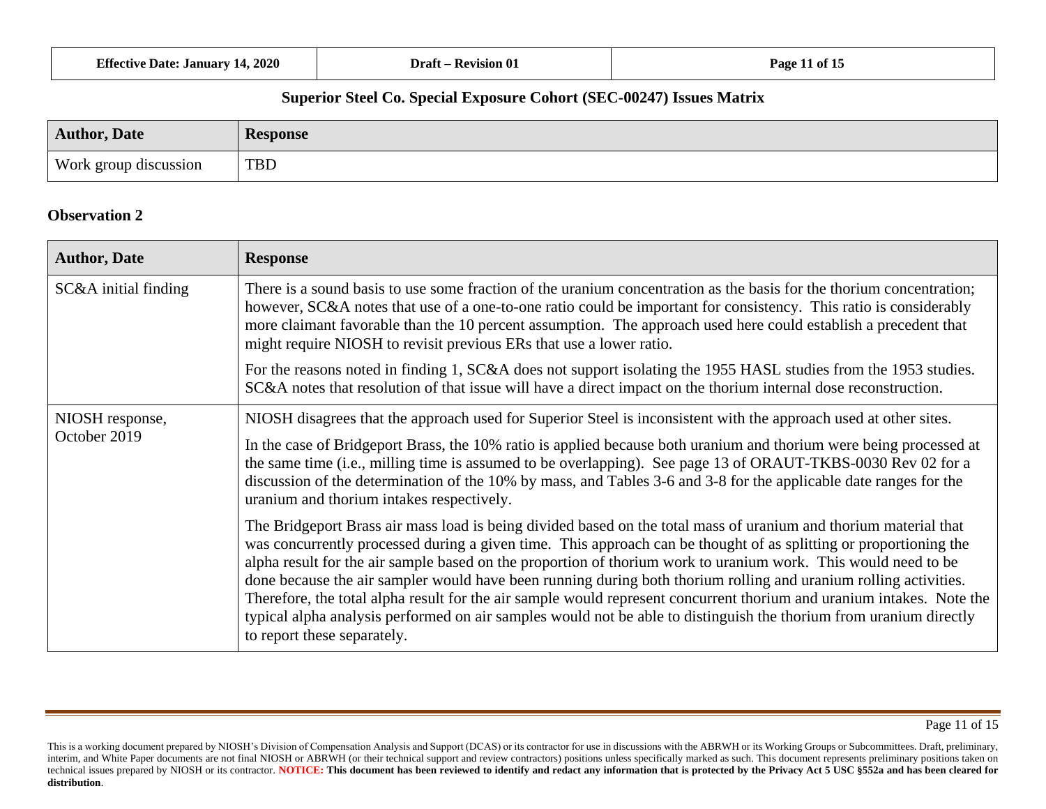## Superior Steel Co. Special Exposure Cohort (SEC-00247) Issues Matrix

| Author, Date | Response |
|---|---|
| Work group discussion | TBD |

### Observation 2

| Author, Date | Response |
|---|---|
| SC&A initial finding | There is a sound basis to use some fraction of the uranium concentration as the basis for the thorium concentration; however, SC&A notes that use of a one-to-one ratio could be important for consistency. This ratio is considerably more claimant favorable than the 10 percent assumption. The approach used here could establish a precedent that might require NIOSH to revisit previous ERs that use a lower ratio.<br><br>For the reasons noted in finding 1, SC&A does not support isolating the 1955 HASL studies from the 1953 studies. SC&A notes that resolution of that issue will have a direct impact on the thorium internal dose reconstruction. |
| NIOSH response, October 2019 | NIOSH disagrees that the approach used for Superior Steel is inconsistent with the approach used at other sites.<br><br>In the case of Bridgeport Brass, the 10% ratio is applied because both uranium and thorium were being processed at the same time (i.e., milling time is assumed to be overlapping). See page 13 of ORAUT-TKBS-0030 Rev 02 for a discussion of the determination of the 10% by mass, and Tables 3-6 and 3-8 for the applicable date ranges for the uranium and thorium intakes respectively.<br><br>The Bridgeport Brass air mass load is being divided based on the total mass of uranium and thorium material that was concurrently processed during a given time. This approach can be thought of as splitting or proportioning the alpha result for the air sample based on the proportion of thorium work to uranium work. This would need to be done because the air sampler would have been running during both thorium rolling and uranium rolling activities. Therefore, the total alpha result for the air sample would represent concurrent thorium and uranium intakes. Note the typical alpha analysis performed on air samples would not be able to distinguish the thorium from uranium directly to report these separately. |

This is a working document prepared by NIOSH's Division of Compensation Analysis and Support (DCAS) or its contractor for use in discussions with the ABRWH or its Working Groups or Subcommittees. Draft, preliminary, interim, and White Paper documents are not final NIOSH or ABRWH (or their technical support and review contractors) positions unless specifically marked as such. This document represents preliminary positions taken on technical issues prepared by NIOSH or its contractor. **NOTICE: This document has been reviewed to identify and redact any information that is protected by the Privacy Act 5 USC §552a and has been cleared for distribution**.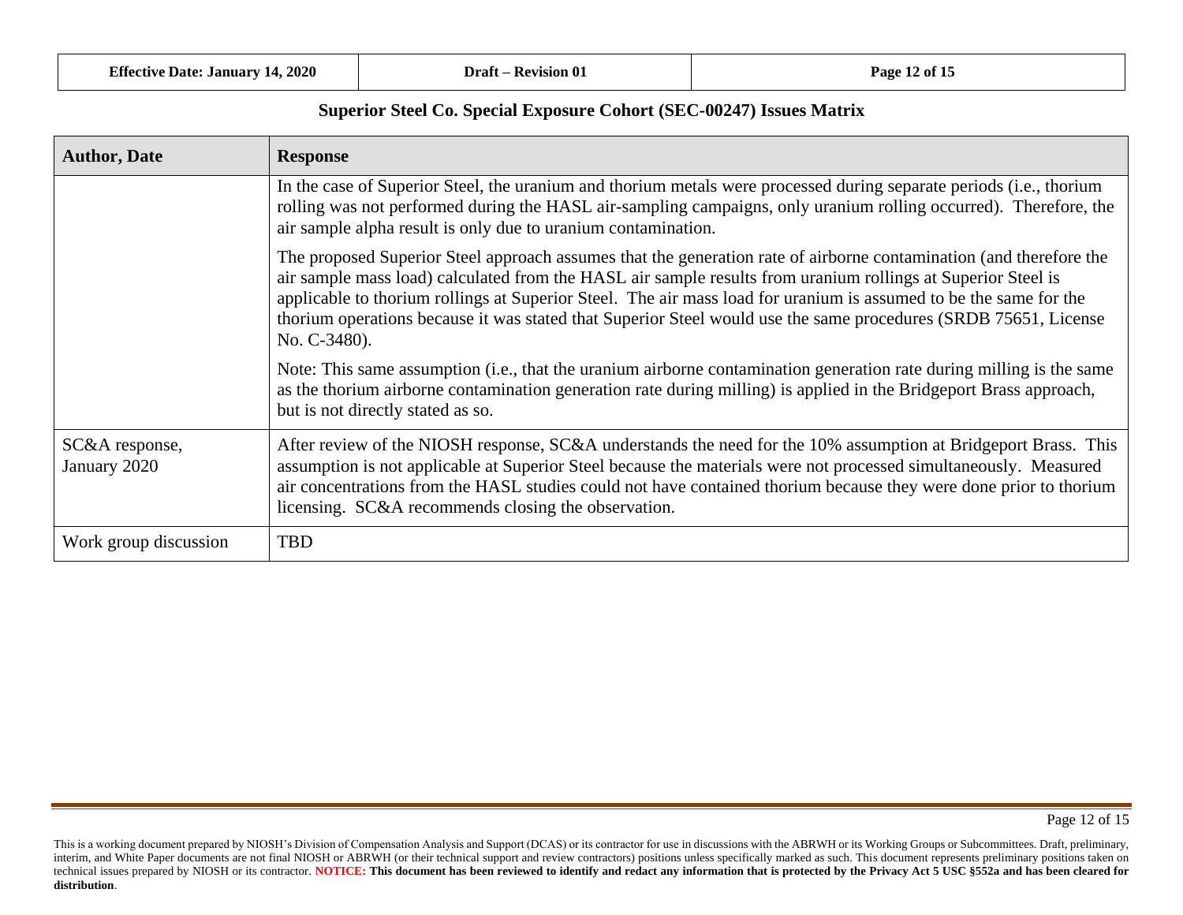**Superior Steel Co. Special Exposure Cohort (SEC-00247) Issues Matrix**

| Author, Date | Response |
|---|---|
| | In the case of Superior Steel, the uranium and thorium metals were processed during separate periods (i.e., thorium rolling was not performed during the HASL air-sampling campaigns, only uranium rolling occurred). Therefore, the air sample alpha result is only due to uranium contamination.<br><br>The proposed Superior Steel approach assumes that the generation rate of airborne contamination (and therefore the air sample mass load) calculated from the HASL air sample results from uranium rollings at Superior Steel is applicable to thorium rollings at Superior Steel. The air mass load for uranium is assumed to be the same for the thorium operations because it was stated that Superior Steel would use the same procedures (SRDB 75651, License No. C-3480).<br><br>Note: This same assumption (i.e., that the uranium airborne contamination generation rate during milling is the same as the thorium airborne contamination generation rate during milling) is applied in the Bridgeport Brass approach, but is not directly stated as so. |
| SC&A response, January 2020 | After review of the NIOSH response, SC&A understands the need for the 10% assumption at Bridgeport Brass. This assumption is not applicable at Superior Steel because the materials were not processed simultaneously. Measured air concentrations from the HASL studies could not have contained thorium because they were done prior to thorium licensing. SC&A recommends closing the observation. |
| Work group discussion | TBD |

This is a working document prepared by NIOSH's Division of Compensation Analysis and Support (DCAS) or its contractor for use in discussions with the ABRWH or its Working Groups or Subcommittees. Draft, preliminary, interim, and White Paper documents are not final NIOSH or ABRWH (or their technical support and review contractors) positions unless specifically marked as such. This document represents preliminary positions taken on technical issues prepared by NIOSH or its contractor. **NOTICE: This document has been reviewed to identify and redact any information that is protected by the Privacy Act 5 USC §552a and has been cleared for distribution**.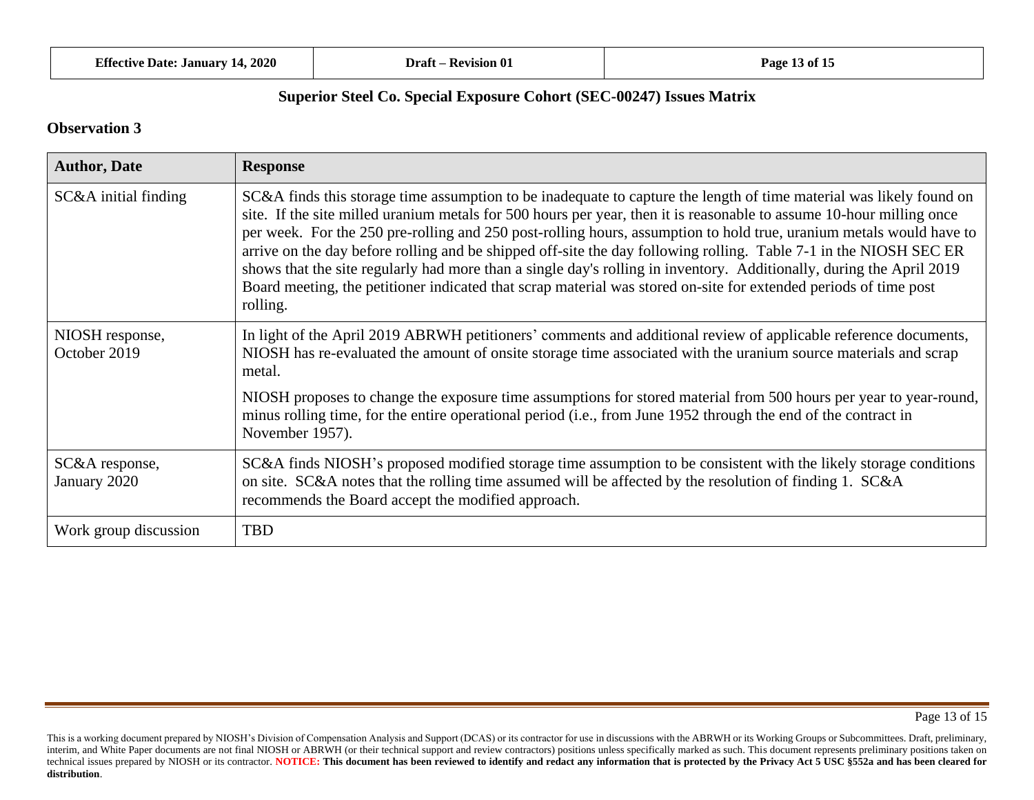## Superior Steel Co. Special Exposure Cohort (SEC-00247) Issues Matrix

### Observation 3

| Author, Date | Response |
|---|---|
| SC&A initial finding | SC&A finds this storage time assumption to be inadequate to capture the length of time material was likely found on site. If the site milled uranium metals for 500 hours per year, then it is reasonable to assume 10-hour milling once per week. For the 250 pre-rolling and 250 post-rolling hours, assumption to hold true, uranium metals would have to arrive on the day before rolling and be shipped off-site the day following rolling. Table 7-1 in the NIOSH SEC ER shows that the site regularly had more than a single day's rolling in inventory. Additionally, during the April 2019 Board meeting, the petitioner indicated that scrap material was stored on-site for extended periods of time post rolling. |
| NIOSH response, October 2019 | In light of the April 2019 ABRWH petitioners' comments and additional review of applicable reference documents, NIOSH has re-evaluated the amount of onsite storage time associated with the uranium source materials and scrap metal. <br><br> NIOSH proposes to change the exposure time assumptions for stored material from 500 hours per year to year-round, minus rolling time, for the entire operational period (i.e., from June 1952 through the end of the contract in November 1957). |
| SC&A response, January 2020 | SC&A finds NIOSH's proposed modified storage time assumption to be consistent with the likely storage conditions on site. SC&A notes that the rolling time assumed will be affected by the resolution of finding 1. SC&A recommends the Board accept the modified approach. |
| Work group discussion | TBD |

This is a working document prepared by NIOSH's Division of Compensation Analysis and Support (DCAS) or its contractor for use in discussions with the ABRWH or its Working Groups or Subcommittees. Draft, preliminary, interim, and White Paper documents are not final NIOSH or ABRWH (or their technical support and review contractors) positions unless specifically marked as such. This document represents preliminary positions taken on technical issues prepared by NIOSH or its contractor. **NOTICE: This document has been reviewed to identify and redact any information that is protected by the Privacy Act 5 USC §552a and has been cleared for distribution**.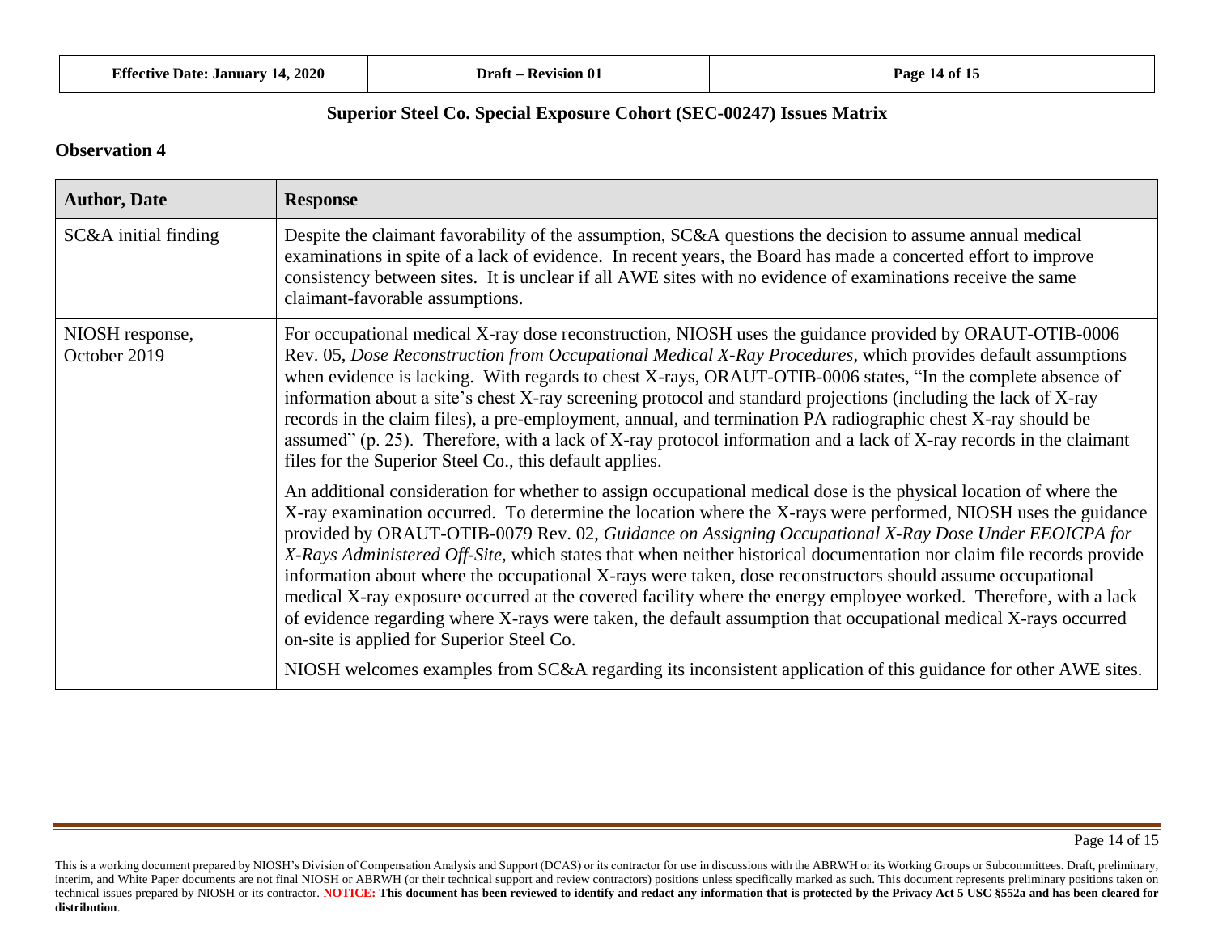**Superior Steel Co. Special Exposure Cohort (SEC-00247) Issues Matrix**

**Observation 4**

| Author, Date | Response |
|---|---|
| SC&A initial finding | Despite the claimant favorability of the assumption, SC&A questions the decision to assume annual medical examinations in spite of a lack of evidence. In recent years, the Board has made a concerted effort to improve consistency between sites. It is unclear if all AWE sites with no evidence of examinations receive the same claimant-favorable assumptions. |
| NIOSH response, October 2019 | For occupational medical X-ray dose reconstruction, NIOSH uses the guidance provided by ORAUT-OTIB-0006 Rev. 05, *Dose Reconstruction from Occupational Medical X-Ray Procedures*, which provides default assumptions when evidence is lacking. With regards to chest X-rays, ORAUT-OTIB-0006 states, "In the complete absence of information about a site's chest X-ray screening protocol and standard projections (including the lack of X-ray records in the claim files), a pre-employment, annual, and termination PA radiographic chest X-ray should be assumed" (p. 25). Therefore, with a lack of X-ray protocol information and a lack of X-ray records in the claimant files for the Superior Steel Co., this default applies.<br><br>An additional consideration for whether to assign occupational medical dose is the physical location of where the X-ray examination occurred. To determine the location where the X-rays were performed, NIOSH uses the guidance provided by ORAUT-OTIB-0079 Rev. 02, *Guidance on Assigning Occupational X-Ray Dose Under EEOICPA for X-Rays Administered Off-Site*, which states that when neither historical documentation nor claim file records provide information about where the occupational X-rays were taken, dose reconstructors should assume occupational medical X-ray exposure occurred at the covered facility where the energy employee worked. Therefore, with a lack of evidence regarding where X-rays were taken, the default assumption that occupational medical X-rays occurred on-site is applied for Superior Steel Co.<br><br>NIOSH welcomes examples from SC&A regarding its inconsistent application of this guidance for other AWE sites. |

This is a working document prepared by NIOSH's Division of Compensation Analysis and Support (DCAS) or its contractor for use in discussions with the ABRWH or its Working Groups or Subcommittees. Draft, preliminary, interim, and White Paper documents are not final NIOSH or ABRWH (or their technical support and review contractors) positions unless specifically marked as such. This document represents preliminary positions taken on technical issues prepared by NIOSH or its contractor. **NOTICE: This document has been reviewed to identify and redact any information that is protected by the Privacy Act 5 USC §552a and has been cleared for distribution**.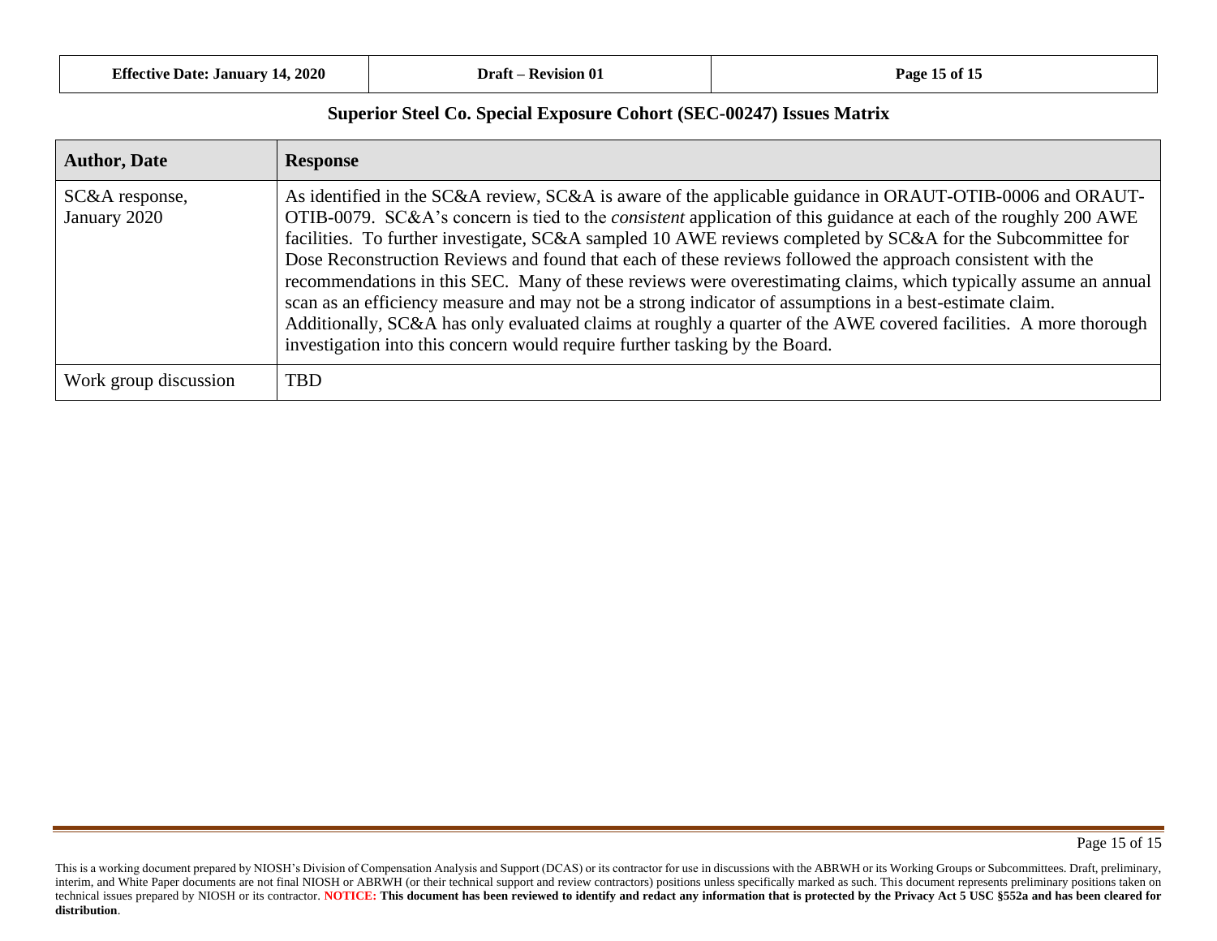**Superior Steel Co. Special Exposure Cohort (SEC-00247) Issues Matrix**

| Author, Date | Response |
|---|---|
| SC&A response, January 2020 | As identified in the SC&A review, SC&A is aware of the applicable guidance in ORAUT-OTIB-0006 and ORAUT-OTIB-0079. SC&A's concern is tied to the *consistent* application of this guidance at each of the roughly 200 AWE facilities. To further investigate, SC&A sampled 10 AWE reviews completed by SC&A for the Subcommittee for Dose Reconstruction Reviews and found that each of these reviews followed the approach consistent with the recommendations in this SEC. Many of these reviews were overestimating claims, which typically assume an annual scan as an efficiency measure and may not be a strong indicator of assumptions in a best-estimate claim. Additionally, SC&A has only evaluated claims at roughly a quarter of the AWE covered facilities. A more thorough investigation into this concern would require further tasking by the Board. |
| Work group discussion | TBD |

This is a working document prepared by NIOSH's Division of Compensation Analysis and Support (DCAS) or its contractor for use in discussions with the ABRWH or its Working Groups or Subcommittees. Draft, preliminary, interim, and White Paper documents are not final NIOSH or ABRWH (or their technical support and review contractors) positions unless specifically marked as such. This document represents preliminary positions taken on technical issues prepared by NIOSH or its contractor. **NOTICE: This document has been reviewed to identify and redact any information that is protected by the Privacy Act 5 USC §552a and has been cleared for distribution**.